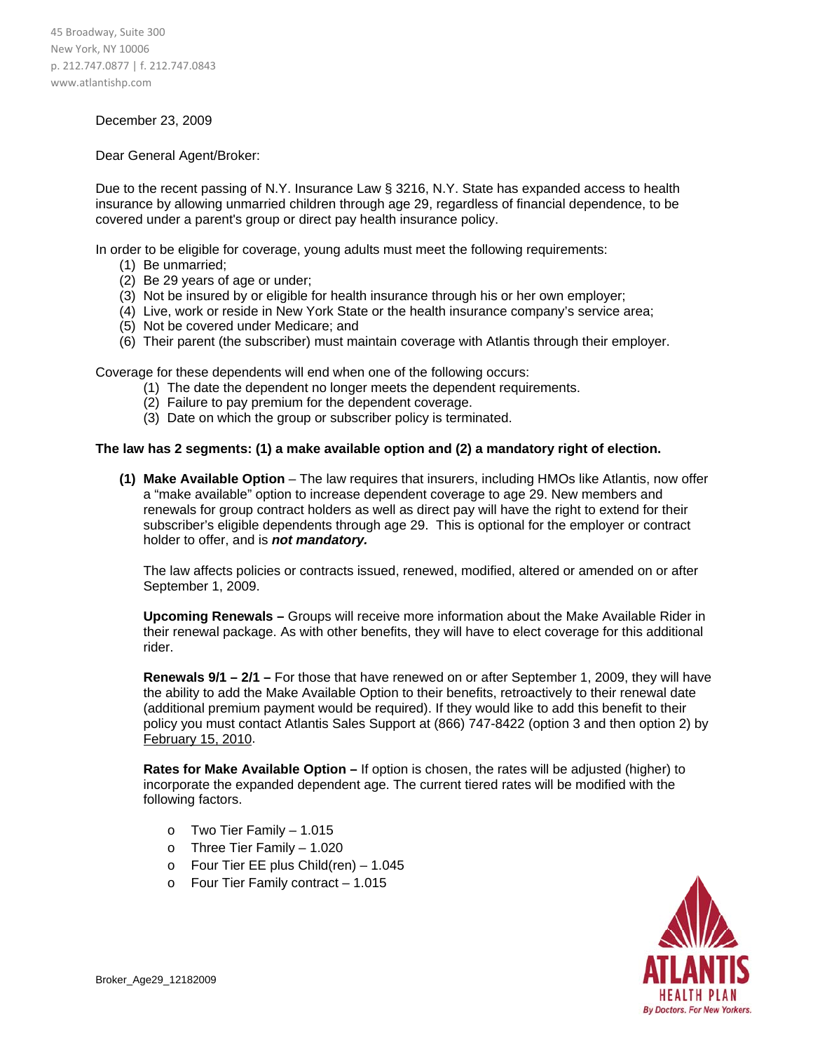45 Broadway, Suite 300
New York, NY 10006
p. 212.747.0877 | f. 212.747.0843
www.atlantishp.com

December 23, 2009

Dear General Agent/Broker:

Due to the recent passing of N.Y. Insurance Law § 3216, N.Y. State has expanded access to health insurance by allowing unmarried children through age 29, regardless of financial dependence, to be covered under a parent's group or direct pay health insurance policy.

In order to be eligible for coverage, young adults must meet the following requirements:

1. Be unmarried;
2. Be 29 years of age or under;
3. Not be insured by or eligible for health insurance through his or her own employer;
4. Live, work or reside in New York State or the health insurance company's service area;
5. Not be covered under Medicare; and
6. Their parent (the subscriber) must maintain coverage with Atlantis through their employer.

Coverage for these dependents will end when one of the following occurs:

1. The date the dependent no longer meets the dependent requirements.
2. Failure to pay premium for the dependent coverage.
3. Date on which the group or subscriber policy is terminated.

**The law has 2 segments: (1) a make available option and (2) a mandatory right of election.**

**(1) Make Available Option** – The law requires that insurers, including HMOs like Atlantis, now offer a "make available" option to increase dependent coverage to age 29. New members and renewals for group contract holders as well as direct pay will have the right to extend for their subscriber's eligible dependents through age 29. This is optional for the employer or contract holder to offer, and is ***not mandatory.***

The law affects policies or contracts issued, renewed, modified, altered or amended on or after September 1, 2009.

**Upcoming Renewals –** Groups will receive more information about the Make Available Rider in their renewal package. As with other benefits, they will have to elect coverage for this additional rider.

**Renewals 9/1 – 2/1 –** For those that have renewed on or after September 1, 2009, they will have the ability to add the Make Available Option to their benefits, retroactively to their renewal date (additional premium payment would be required). If they would like to add this benefit to their policy you must contact Atlantis Sales Support at (866) 747-8422 (option 3 and then option 2) by February 15, 2010.

**Rates for Make Available Option –** If option is chosen, the rates will be adjusted (higher) to incorporate the expanded dependent age. The current tiered rates will be modified with the following factors.

- Two Tier Family – 1.015
- Three Tier Family – 1.020
- Four Tier EE plus Child(ren) – 1.045
- Four Tier Family contract – 1.015

Broker_Age29_12182009

ATLANTIS HEALTH PLAN
By Doctors. For New Yorkers.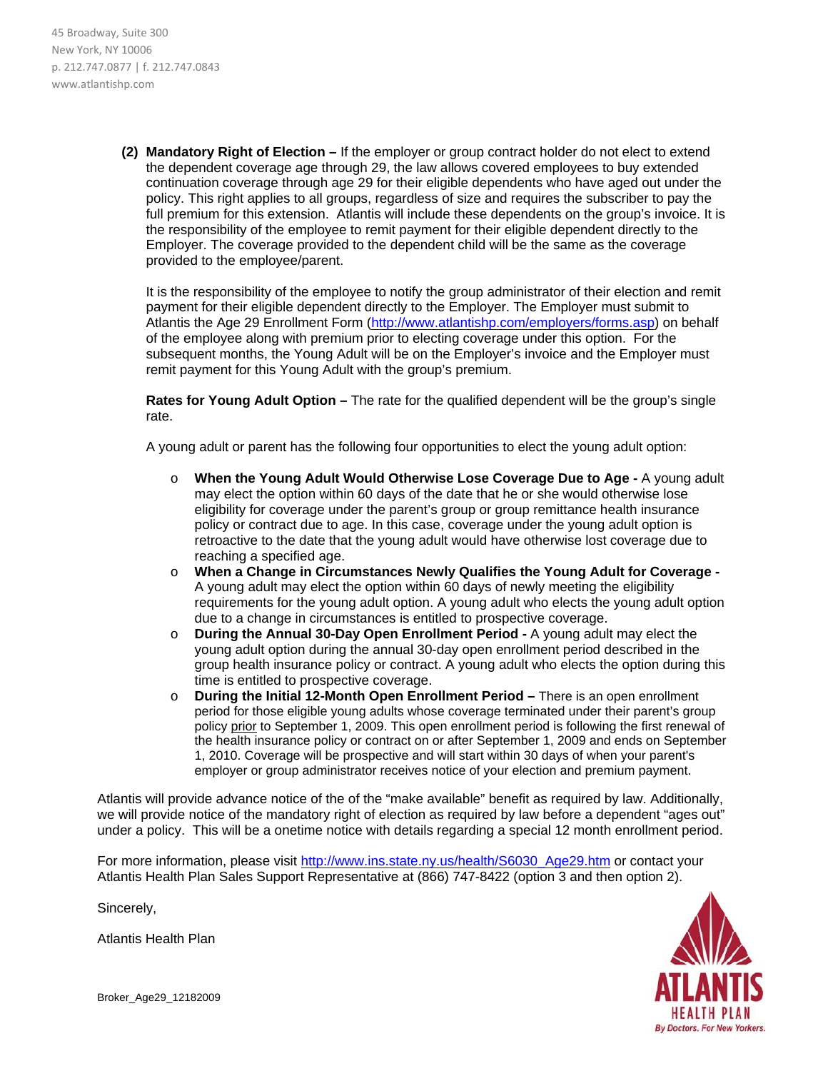45 Broadway, Suite 300
New York, NY 10006
p. 212.747.0877 | f. 212.747.0843
www.atlantishp.com

**(2) Mandatory Right of Election –** If the employer or group contract holder do not elect to extend the dependent coverage age through 29, the law allows covered employees to buy extended continuation coverage through age 29 for their eligible dependents who have aged out under the policy. This right applies to all groups, regardless of size and requires the subscriber to pay the full premium for this extension. Atlantis will include these dependents on the group's invoice. It is the responsibility of the employee to remit payment for their eligible dependent directly to the Employer. The coverage provided to the dependent child will be the same as the coverage provided to the employee/parent.

It is the responsibility of the employee to notify the group administrator of their election and remit payment for their eligible dependent directly to the Employer. The Employer must submit to Atlantis the Age 29 Enrollment Form (http://www.atlantishp.com/employers/forms.asp) on behalf of the employee along with premium prior to electing coverage under this option. For the subsequent months, the Young Adult will be on the Employer's invoice and the Employer must remit payment for this Young Adult with the group's premium.

**Rates for Young Adult Option –** The rate for the qualified dependent will be the group's single rate.

A young adult or parent has the following four opportunities to elect the young adult option:

- **When the Young Adult Would Otherwise Lose Coverage Due to Age -** A young adult may elect the option within 60 days of the date that he or she would otherwise lose eligibility for coverage under the parent's group or group remittance health insurance policy or contract due to age. In this case, coverage under the young adult option is retroactive to the date that the young adult would have otherwise lost coverage due to reaching a specified age.
- **When a Change in Circumstances Newly Qualifies the Young Adult for Coverage -** A young adult may elect the option within 60 days of newly meeting the eligibility requirements for the young adult option. A young adult who elects the young adult option due to a change in circumstances is entitled to prospective coverage.
- **During the Annual 30-Day Open Enrollment Period -** A young adult may elect the young adult option during the annual 30-day open enrollment period described in the group health insurance policy or contract. A young adult who elects the option during this time is entitled to prospective coverage.
- **During the Initial 12-Month Open Enrollment Period –** There is an open enrollment period for those eligible young adults whose coverage terminated under their parent's group policy prior to September 1, 2009. This open enrollment period is following the first renewal of the health insurance policy or contract on or after September 1, 2009 and ends on September 1, 2010. Coverage will be prospective and will start within 30 days of when your parent's employer or group administrator receives notice of your election and premium payment.

Atlantis will provide advance notice of the of the "make available" benefit as required by law. Additionally, we will provide notice of the mandatory right of election as required by law before a dependent "ages out" under a policy. This will be a onetime notice with details regarding a special 12 month enrollment period.

For more information, please visit http://www.ins.state.ny.us/health/S6030_Age29.htm or contact your Atlantis Health Plan Sales Support Representative at (866) 747-8422 (option 3 and then option 2).

Sincerely,

Atlantis Health Plan

ATLANTIS HEALTH PLAN
By Doctors. For New Yorkers.

Broker_Age29_12182009